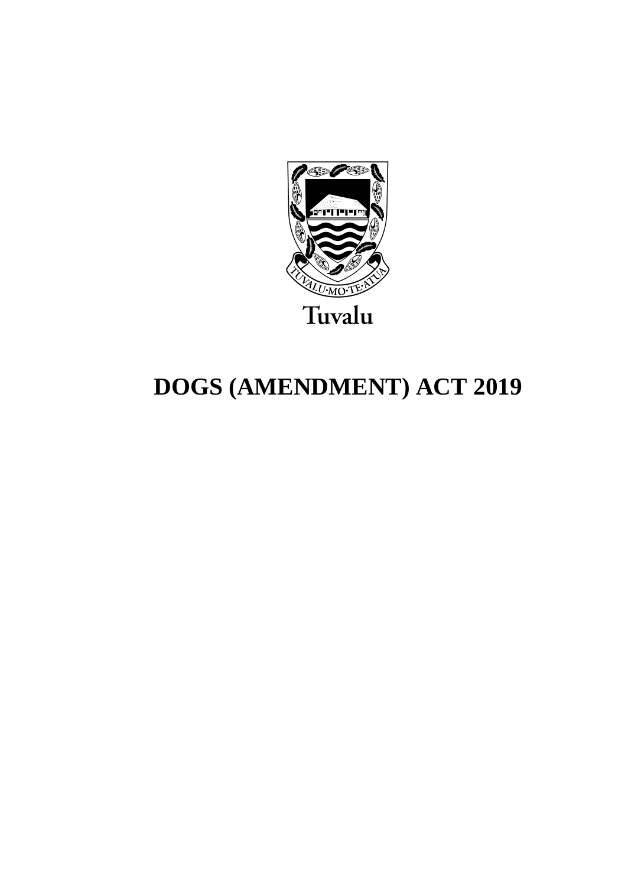Tuvalu

# DOGS (AMENDMENT) ACT 2019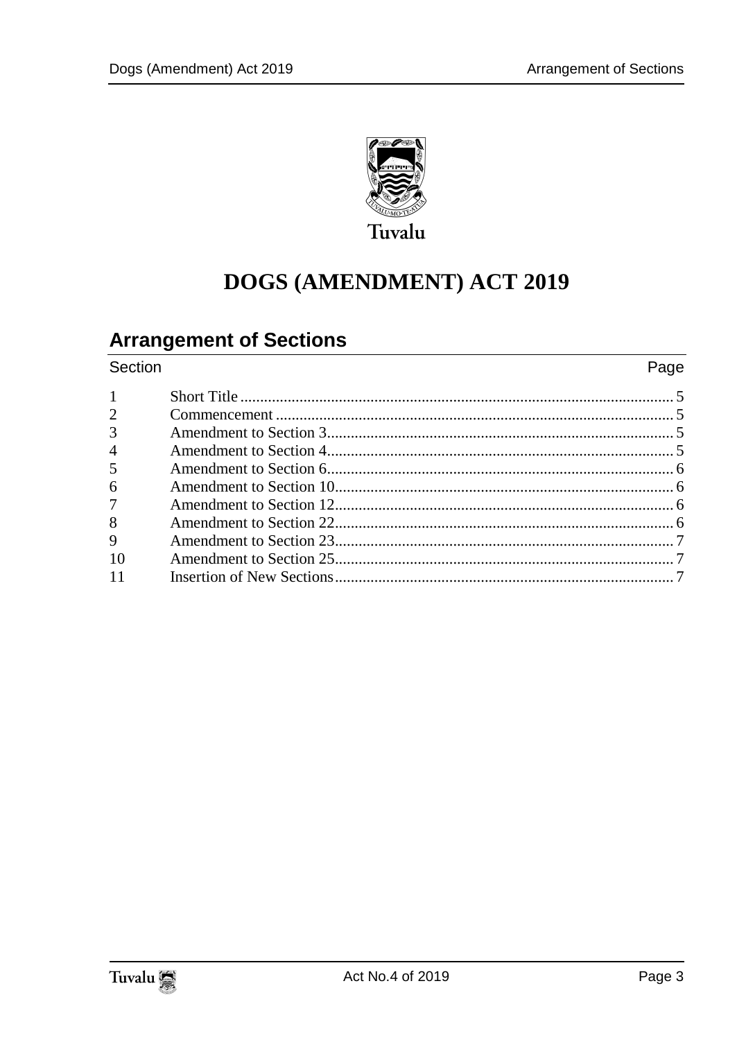Tuvalu

# DOGS (AMENDMENT) ACT 2019

## Arrangement of Sections

| Section | | Page |
|---|---|---|
| 1 | Short Title | 5 |
| 2 | Commencement | 5 |
| 3 | Amendment to Section 3 | 5 |
| 4 | Amendment to Section 4 | 5 |
| 5 | Amendment to Section 6 | 6 |
| 6 | Amendment to Section 10 | 6 |
| 7 | Amendment to Section 12 | 6 |
| 8 | Amendment to Section 22 | 6 |
| 9 | Amendment to Section 23 | 7 |
| 10 | Amendment to Section 25 | 7 |
| 11 | Insertion of New Sections | 7 |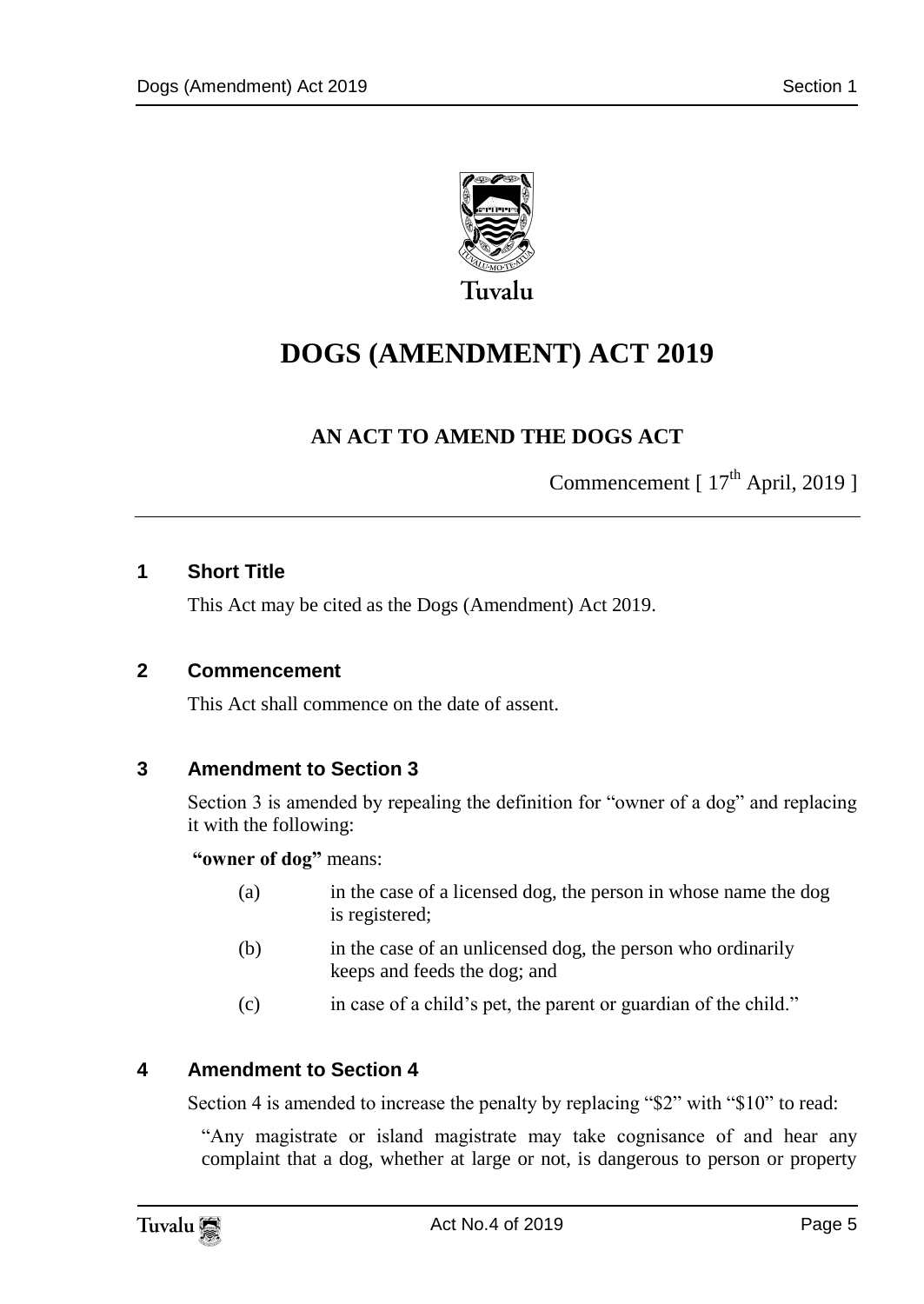Tuvalu

# DOGS (AMENDMENT) ACT 2019

## AN ACT TO AMEND THE DOGS ACT

Commencement [ 17th April, 2019 ]

### 1 Short Title

This Act may be cited as the Dogs (Amendment) Act 2019.

### 2 Commencement

This Act shall commence on the date of assent.

### 3 Amendment to Section 3

Section 3 is amended by repealing the definition for "owner of a dog" and replacing it with the following:

**"owner of dog"** means:

(a) in the case of a licensed dog, the person in whose name the dog is registered;

(b) in the case of an unlicensed dog, the person who ordinarily keeps and feeds the dog; and

(c) in case of a child's pet, the parent or guardian of the child."

### 4 Amendment to Section 4

Section 4 is amended to increase the penalty by replacing "$2" with "$10" to read:

"Any magistrate or island magistrate may take cognisance of and hear any complaint that a dog, whether at large or not, is dangerous to person or property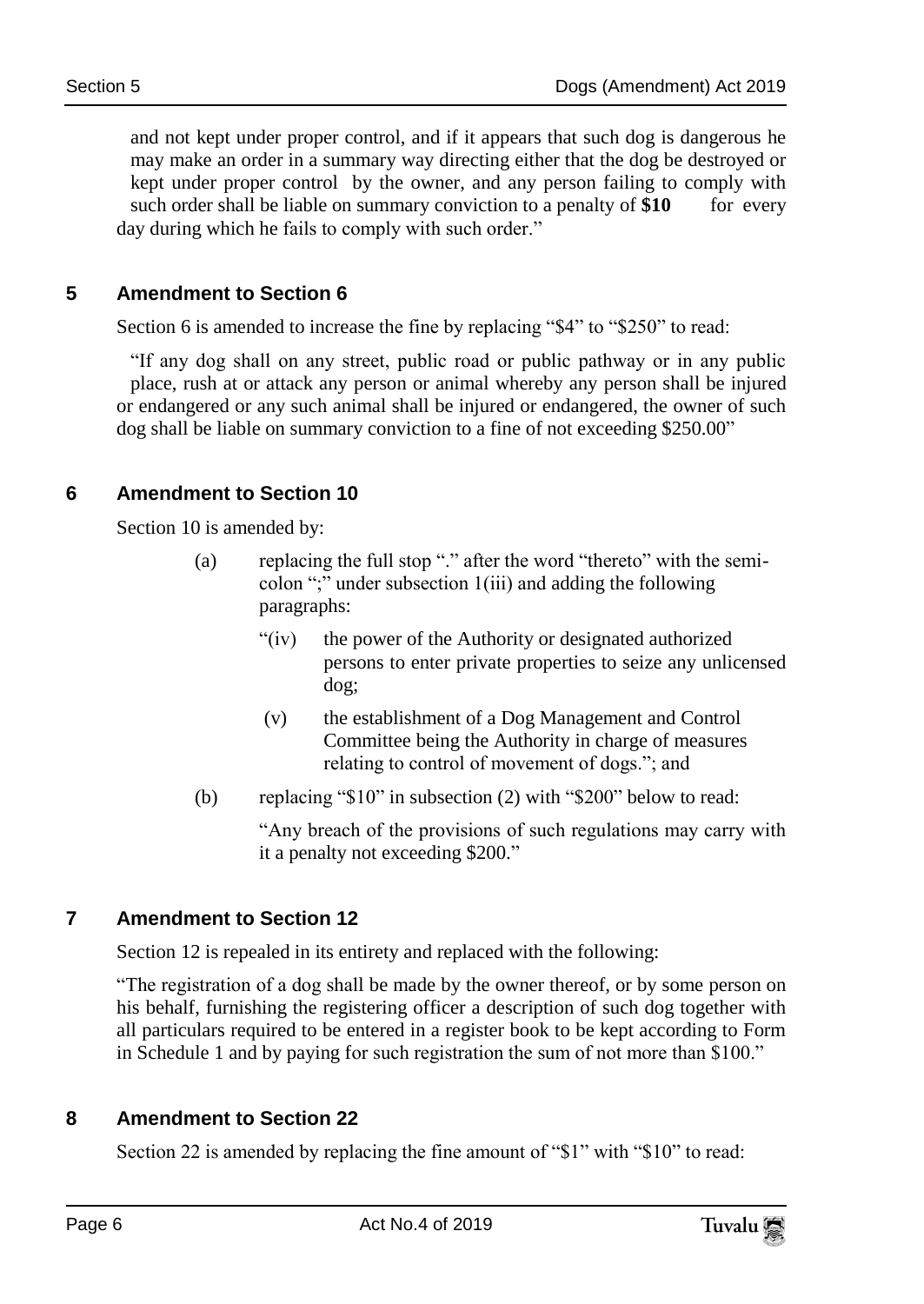and not kept under proper control, and if it appears that such dog is dangerous he may make an order in a summary way directing either that the dog be destroyed or kept under proper control by the owner, and any person failing to comply with such order shall be liable on summary conviction to a penalty of **$10** for every day during which he fails to comply with such order."

## 5 Amendment to Section 6

Section 6 is amended to increase the fine by replacing "$4" to "$250" to read:

"If any dog shall on any street, public road or public pathway or in any public place, rush at or attack any person or animal whereby any person shall be injured or endangered or any such animal shall be injured or endangered, the owner of such dog shall be liable on summary conviction to a fine of not exceeding $250.00"

## 6 Amendment to Section 10

Section 10 is amended by:

(a) replacing the full stop "." after the word "thereto" with the semi-colon ";" under subsection 1(iii) and adding the following paragraphs:

"(iv) the power of the Authority or designated authorized persons to enter private properties to seize any unlicensed dog;

(v) the establishment of a Dog Management and Control Committee being the Authority in charge of measures relating to control of movement of dogs."; and

(b) replacing "$10" in subsection (2) with "$200" below to read:

"Any breach of the provisions of such regulations may carry with it a penalty not exceeding $200."

## 7 Amendment to Section 12

Section 12 is repealed in its entirety and replaced with the following:

"The registration of a dog shall be made by the owner thereof, or by some person on his behalf, furnishing the registering officer a description of such dog together with all particulars required to be entered in a register book to be kept according to Form in Schedule 1 and by paying for such registration the sum of not more than $100."

## 8 Amendment to Section 22

Section 22 is amended by replacing the fine amount of "$1" with "$10" to read: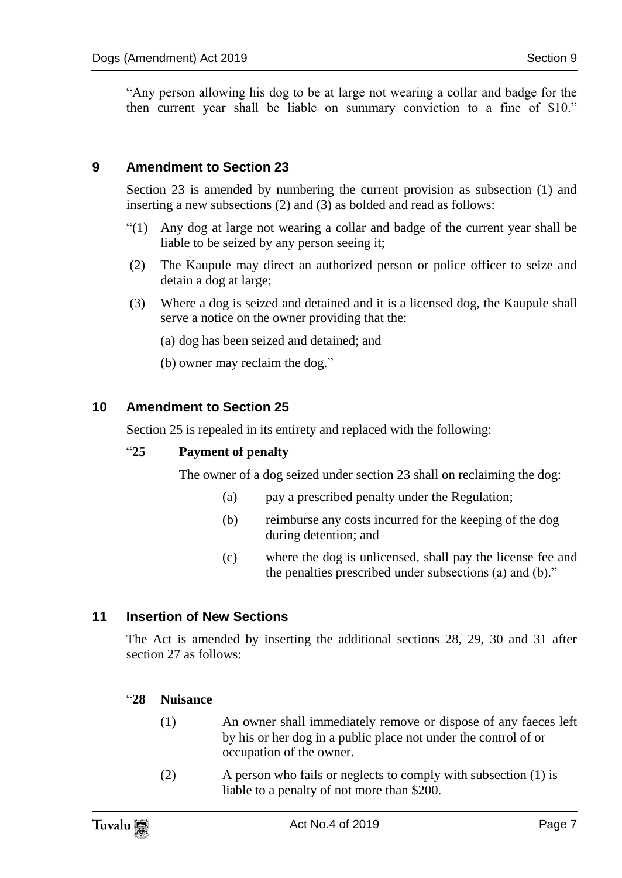"Any person allowing his dog to be at large not wearing a collar and badge for the then current year shall be liable on summary conviction to a fine of $10."

## 9 Amendment to Section 23

Section 23 is amended by numbering the current provision as subsection (1) and inserting a new subsections (2) and (3) as bolded and read as follows:

"(1) Any dog at large not wearing a collar and badge of the current year shall be liable to be seized by any person seeing it;

(2) The Kaupule may direct an authorized person or police officer to seize and detain a dog at large;

(3) Where a dog is seized and detained and it is a licensed dog, the Kaupule shall serve a notice on the owner providing that the:

(a) dog has been seized and detained; and

(b) owner may reclaim the dog."

## 10 Amendment to Section 25

Section 25 is repealed in its entirety and replaced with the following:

"**25 Payment of penalty**

The owner of a dog seized under section 23 shall on reclaiming the dog:

(a) pay a prescribed penalty under the Regulation;

(b) reimburse any costs incurred for the keeping of the dog during detention; and

(c) where the dog is unlicensed, shall pay the license fee and the penalties prescribed under subsections (a) and (b)."

## 11 Insertion of New Sections

The Act is amended by inserting the additional sections 28, 29, 30 and 31 after section 27 as follows:

"**28 Nuisance**

(1) An owner shall immediately remove or dispose of any faeces left by his or her dog in a public place not under the control of or occupation of the owner.

(2) A person who fails or neglects to comply with subsection (1) is liable to a penalty of not more than $200.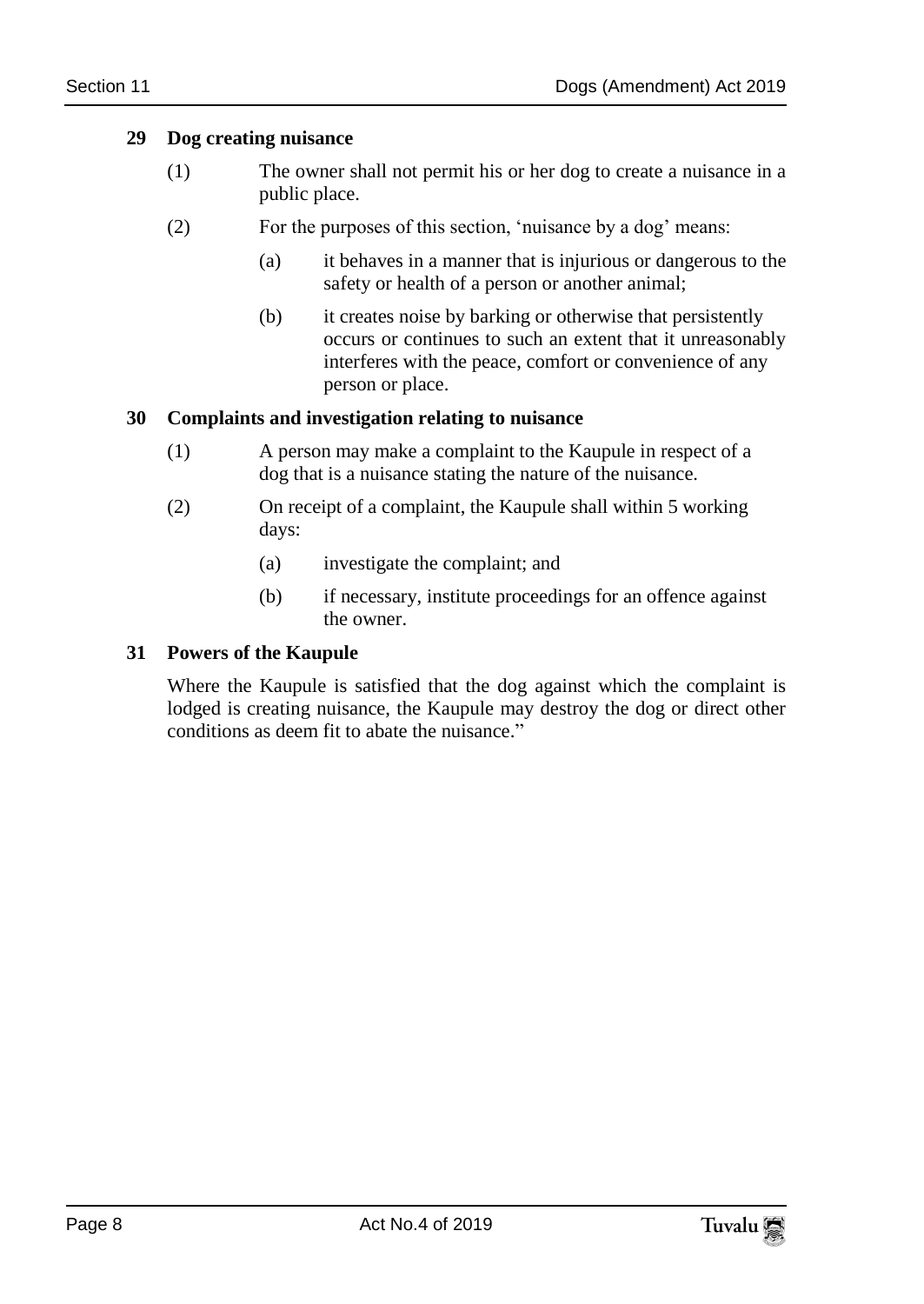### 29 Dog creating nuisance

(1) The owner shall not permit his or her dog to create a nuisance in a public place.

(2) For the purposes of this section, 'nuisance by a dog' means:

(a) it behaves in a manner that is injurious or dangerous to the safety or health of a person or another animal;

(b) it creates noise by barking or otherwise that persistently occurs or continues to such an extent that it unreasonably interferes with the peace, comfort or convenience of any person or place.

### 30 Complaints and investigation relating to nuisance

(1) A person may make a complaint to the Kaupule in respect of a dog that is a nuisance stating the nature of the nuisance.

(2) On receipt of a complaint, the Kaupule shall within 5 working days:

(a) investigate the complaint; and

(b) if necessary, institute proceedings for an offence against the owner.

### 31 Powers of the Kaupule

Where the Kaupule is satisfied that the dog against which the complaint is lodged is creating nuisance, the Kaupule may destroy the dog or direct other conditions as deem fit to abate the nuisance."